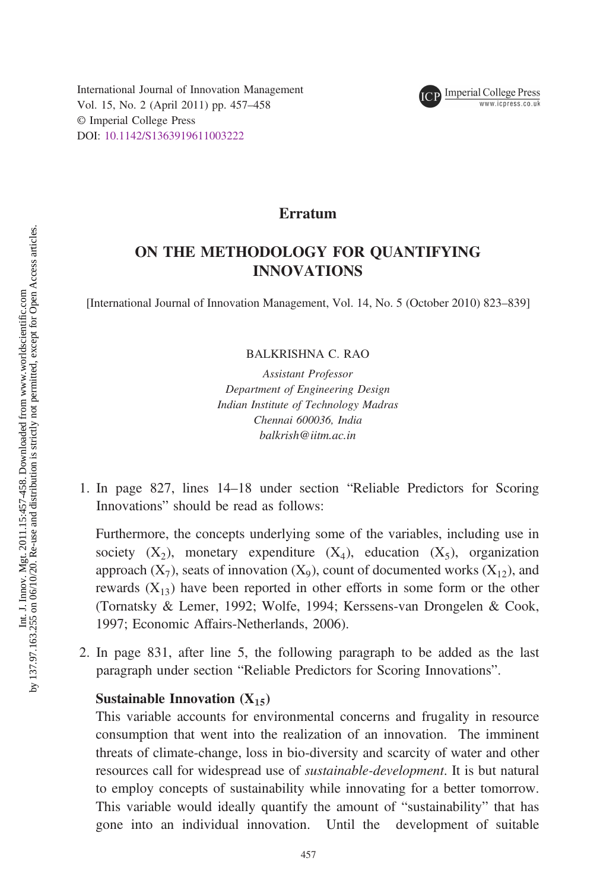# Erratum

## ON THE METHODOLOGY FOR QUANTIFYING INNOVATIONS

[International Journal of Innovation Management, Vol. 14, No. 5 (October 2010) 823–839]

BALKRISHNA C. RAO

*Assistant Professor*
*Department of Engineering Design*
*Indian Institute of Technology Madras*
*Chennai 600036, India*
*balkrish@iitm.ac.in*

1. In page 827, lines 14–18 under section "Reliable Predictors for Scoring Innovations" should be read as follows:

   Furthermore, the concepts underlying some of the variables, including use in society ($X_2$), monetary expenditure ($X_4$), education ($X_5$), organization approach ($X_7$), seats of innovation ($X_9$), count of documented works ($X_{12}$), and rewards ($X_{13}$) have been reported in other efforts in some form or the other (Tornatsky & Lemer, 1992; Wolfe, 1994; Kerssens-van Drongelen & Cook, 1997; Economic Affairs-Netherlands, 2006).

2. In page 831, after line 5, the following paragraph to be added as the last paragraph under section "Reliable Predictors for Scoring Innovations".

   **Sustainable Innovation ($X_{15}$)**
   This variable accounts for environmental concerns and frugality in resource consumption that went into the realization of an innovation. The imminent threats of climate-change, loss in bio-diversity and scarcity of water and other resources call for widespread use of *sustainable-development*. It is but natural to employ concepts of sustainability while innovating for a better tomorrow. This variable would ideally quantify the amount of "sustainability" that has gone into an individual innovation. Until the development of suitable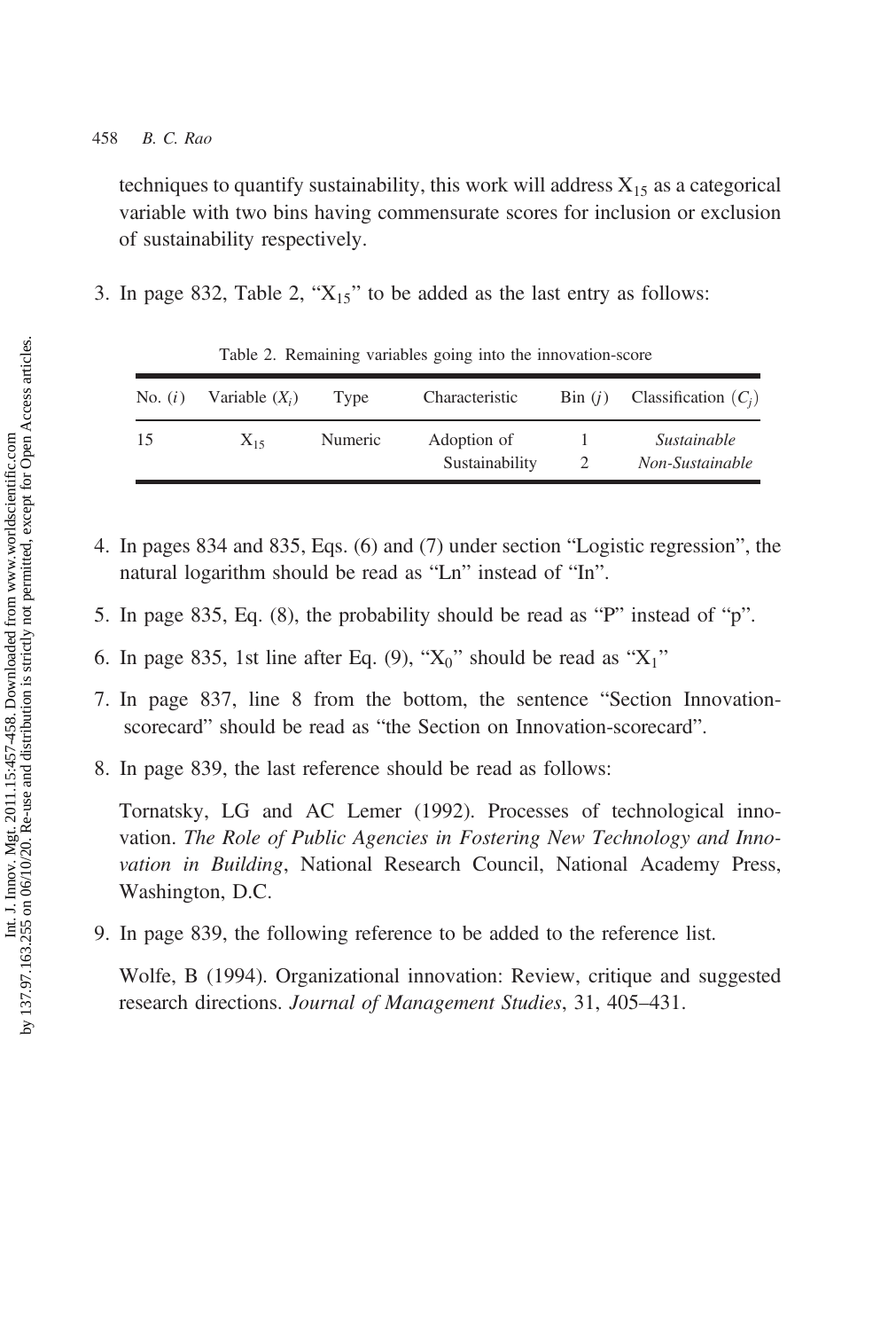techniques to quantify sustainability, this work will address $X_{15}$ as a categorical variable with two bins having commensurate scores for inclusion or exclusion of sustainability respectively.

3. In page 832, Table 2, "$X_{15}$" to be added as the last entry as follows:

Table 2. Remaining variables going into the innovation-score

| No. ($i$) | Variable ($X_i$) | Type | Characteristic | Bin ($j$) | Classification ($C_j$) |
|---|---|---|---|---|---|
| 15 | $X_{15}$ | Numeric | Adoption of Sustainability | 1<br>2 | *Sustainable*<br>*Non-Sustainable* |

4. In pages 834 and 835, Eqs. (6) and (7) under section "Logistic regression", the natural logarithm should be read as "Ln" instead of "In".

5. In page 835, Eq. (8), the probability should be read as "P" instead of "p".

6. In page 835, 1st line after Eq. (9), "$X_0$" should be read as "$X_1$"

7. In page 837, line 8 from the bottom, the sentence "Section Innovation-scorecard" should be read as "the Section on Innovation-scorecard".

8. In page 839, the last reference should be read as follows:

   Tornatsky, LG and AC Lemer (1992). Processes of technological innovation. *The Role of Public Agencies in Fostering New Technology and Innovation in Building*, National Research Council, National Academy Press, Washington, D.C.

9. In page 839, the following reference to be added to the reference list.

   Wolfe, B (1994). Organizational innovation: Review, critique and suggested research directions. *Journal of Management Studies*, 31, 405–431.